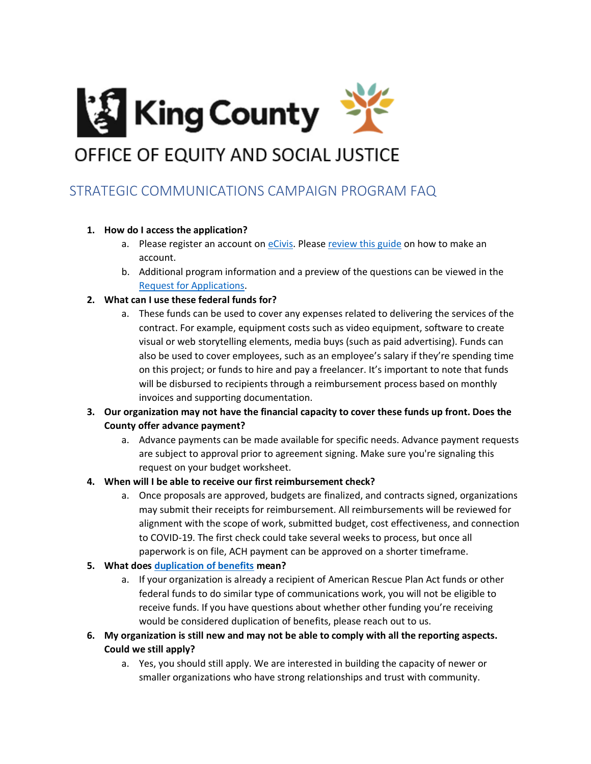King County

# OFFICE OF EQUITY AND SOCIAL JUSTICE

## STRATEGIC COMMUNICATIONS CAMPAIGN PROGRAM FAQ

1. **How do I access the application?**
   a. Please register an account on [eCivis](). Please [review this guide]() on how to make an account.
   b. Additional program information and a preview of the questions can be viewed in the [Request for Applications]().
2. **What can I use these federal funds for?**
   a. These funds can be used to cover any expenses related to delivering the services of the contract. For example, equipment costs such as video equipment, software to create visual or web storytelling elements, media buys (such as paid advertising). Funds can also be used to cover employees, such as an employee's salary if they're spending time on this project; or funds to hire and pay a freelancer. It's important to note that funds will be disbursed to recipients through a reimbursement process based on monthly invoices and supporting documentation.
3. **Our organization may not have the financial capacity to cover these funds up front. Does the County offer advance payment?**
   a. Advance payments can be made available for specific needs. Advance payment requests are subject to approval prior to agreement signing. Make sure you're signaling this request on your budget worksheet.
4. **When will I be able to receive our first reimbursement check?**
   a. Once proposals are approved, budgets are finalized, and contracts signed, organizations may submit their receipts for reimbursement. All reimbursements will be reviewed for alignment with the scope of work, submitted budget, cost effectiveness, and connection to COVID-19. The first check could take several weeks to process, but once all paperwork is on file, ACH payment can be approved on a shorter timeframe.
5. **What does [duplication of benefits]() mean?**
   a. If your organization is already a recipient of American Rescue Plan Act funds or other federal funds to do similar type of communications work, you will not be eligible to receive funds. If you have questions about whether other funding you're receiving would be considered duplication of benefits, please reach out to us.
6. **My organization is still new and may not be able to comply with all the reporting aspects. Could we still apply?**
   a. Yes, you should still apply. We are interested in building the capacity of newer or smaller organizations who have strong relationships and trust with community.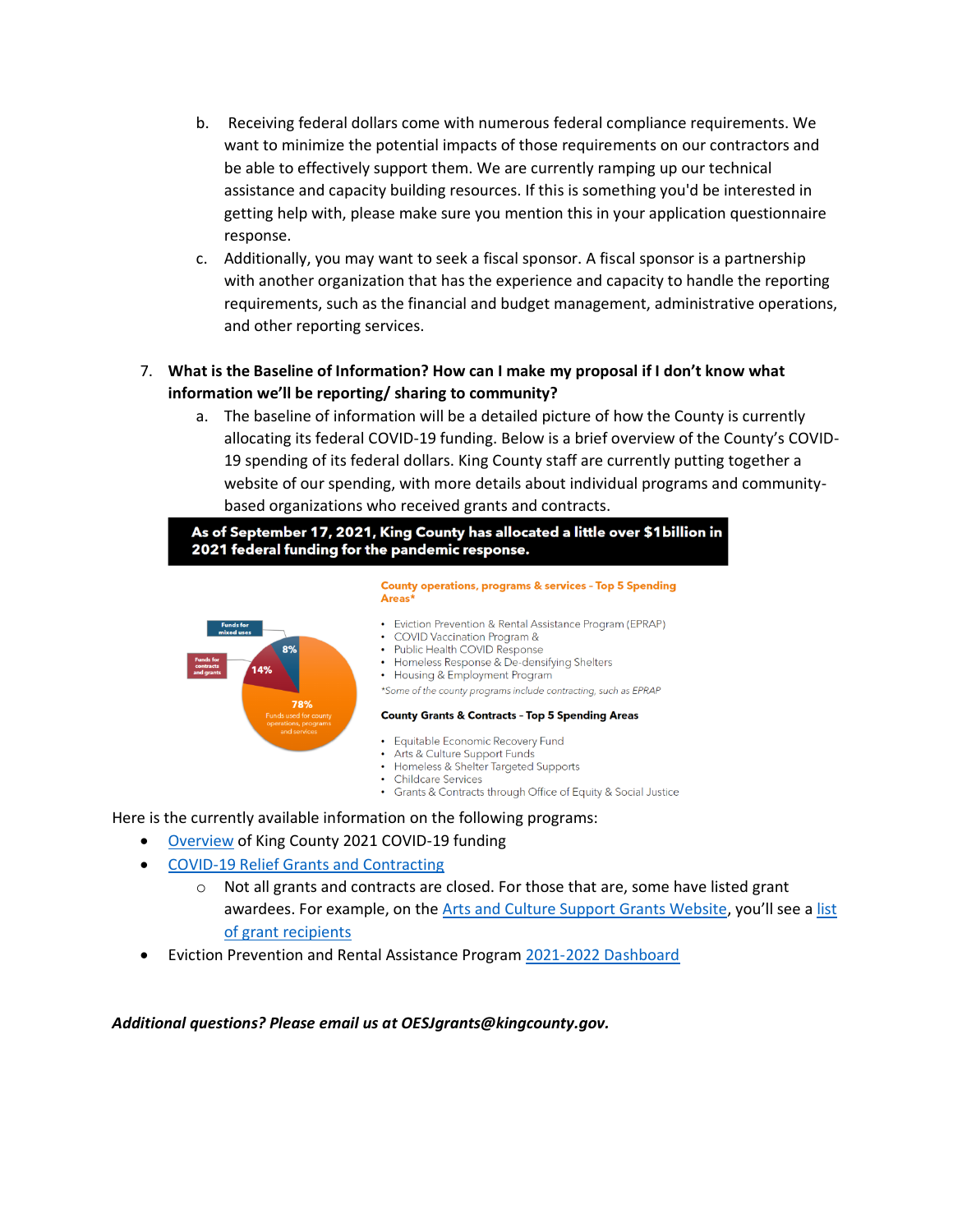b. Receiving federal dollars come with numerous federal compliance requirements. We want to minimize the potential impacts of those requirements on our contractors and be able to effectively support them. We are currently ramping up our technical assistance and capacity building resources. If this is something you'd be interested in getting help with, please make sure you mention this in your application questionnaire response.

c. Additionally, you may want to seek a fiscal sponsor. A fiscal sponsor is a partnership with another organization that has the experience and capacity to handle the reporting requirements, such as the financial and budget management, administrative operations, and other reporting services.

7. **What is the Baseline of Information? How can I make my proposal if I don't know what information we'll be reporting/ sharing to community?**

   a. The baseline of information will be a detailed picture of how the County is currently allocating its federal COVID-19 funding. Below is a brief overview of the County's COVID-19 spending of its federal dollars. King County staff are currently putting together a website of our spending, with more details about individual programs and community-based organizations who received grants and contracts.

**As of September 17, 2021, King County has allocated a little over $1billion in 2021 federal funding for the pandemic response.**

Funds for mixed uses
8%
Funds for contracts and grants
14%
78%
Funds used for county operations, programs and services

**County operations, programs & services - Top 5 Spending Areas***

- Eviction Prevention & Rental Assistance Program (EPRAP)
- COVID Vaccination Program &
- Public Health COVID Response
- Homeless Response & De-densifying Shelters
- Housing & Employment Program

*Some of the county programs include contracting, such as EPRAP

**County Grants & Contracts - Top 5 Spending Areas**

- Equitable Economic Recovery Fund
- Arts & Culture Support Funds
- Homeless & Shelter Targeted Supports
- Childcare Services
- Grants & Contracts through Office of Equity & Social Justice

Here is the currently available information on the following programs:

- Overview of King County 2021 COVID-19 funding
- COVID-19 Relief Grants and Contracting
  - Not all grants and contracts are closed. For those that are, some have listed grant awardees. For example, on the Arts and Culture Support Grants Website, you'll see a list of grant recipients
- Eviction Prevention and Rental Assistance Program 2021-2022 Dashboard

***Additional questions? Please email us at OESJgrants@kingcounty.gov.***